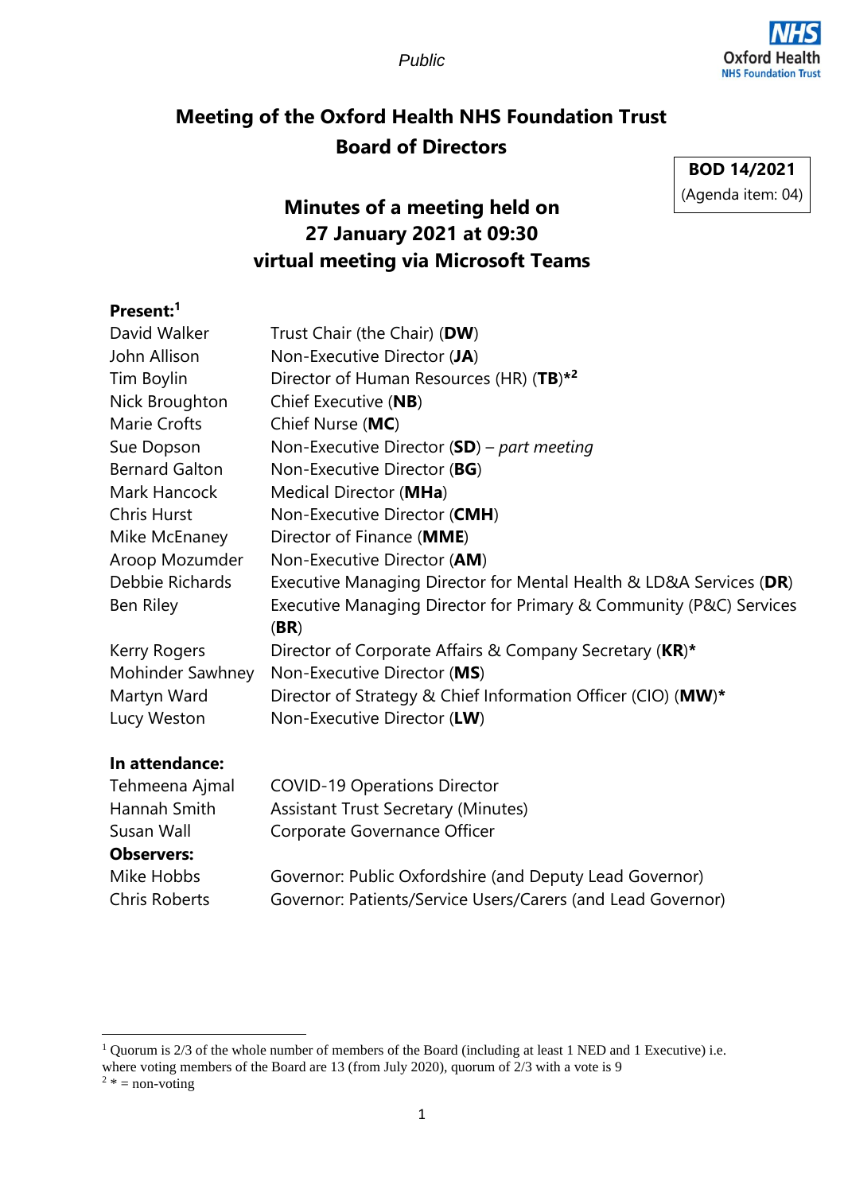Public

# Meeting of the Oxford Health NHS Foundation Trust Board of Directors

**BOD 14/2021**
(Agenda item: 04)

## Minutes of a meeting held on 27 January 2021 at 09:30 virtual meeting via Microsoft Teams

**Present:**[1]

| | |
|---|---|
| David Walker | Trust Chair (the Chair) (**DW**) |
| John Allison | Non-Executive Director (**JA**) |
| Tim Boylin | Director of Human Resources (HR) (**TB**)*[2] |
| Nick Broughton | Chief Executive (**NB**) |
| Marie Crofts | Chief Nurse (**MC**) |
| Sue Dopson | Non-Executive Director (**SD**) – *part meeting* |
| Bernard Galton | Non-Executive Director (**BG**) |
| Mark Hancock | Medical Director (**MHa**) |
| Chris Hurst | Non-Executive Director (**CMH**) |
| Mike McEnaney | Director of Finance (**MME**) |
| Aroop Mozumder | Non-Executive Director (**AM**) |
| Debbie Richards | Executive Managing Director for Mental Health & LD&A Services (**DR**) |
| Ben Riley | Executive Managing Director for Primary & Community (P&C) Services (**BR**) |
| Kerry Rogers | Director of Corporate Affairs & Company Secretary (**KR**)* |
| Mohinder Sawhney | Non-Executive Director (**MS**) |
| Martyn Ward | Director of Strategy & Chief Information Officer (CIO) (**MW**)* |
| Lucy Weston | Non-Executive Director (**LW**) |

**In attendance:**

| | |
|---|---|
| Tehmeena Ajmal | COVID-19 Operations Director |
| Hannah Smith | Assistant Trust Secretary (Minutes) |
| Susan Wall | Corporate Governance Officer |

**Observers:**

| | |
|---|---|
| Mike Hobbs | Governor: Public Oxfordshire (and Deputy Lead Governor) |
| Chris Roberts | Governor: Patients/Service Users/Carers (and Lead Governor) |

---

[1] Quorum is 2/3 of the whole number of members of the Board (including at least 1 NED and 1 Executive) i.e. where voting members of the Board are 13 (from July 2020), quorum of 2/3 with a vote is 9

[2] * = non-voting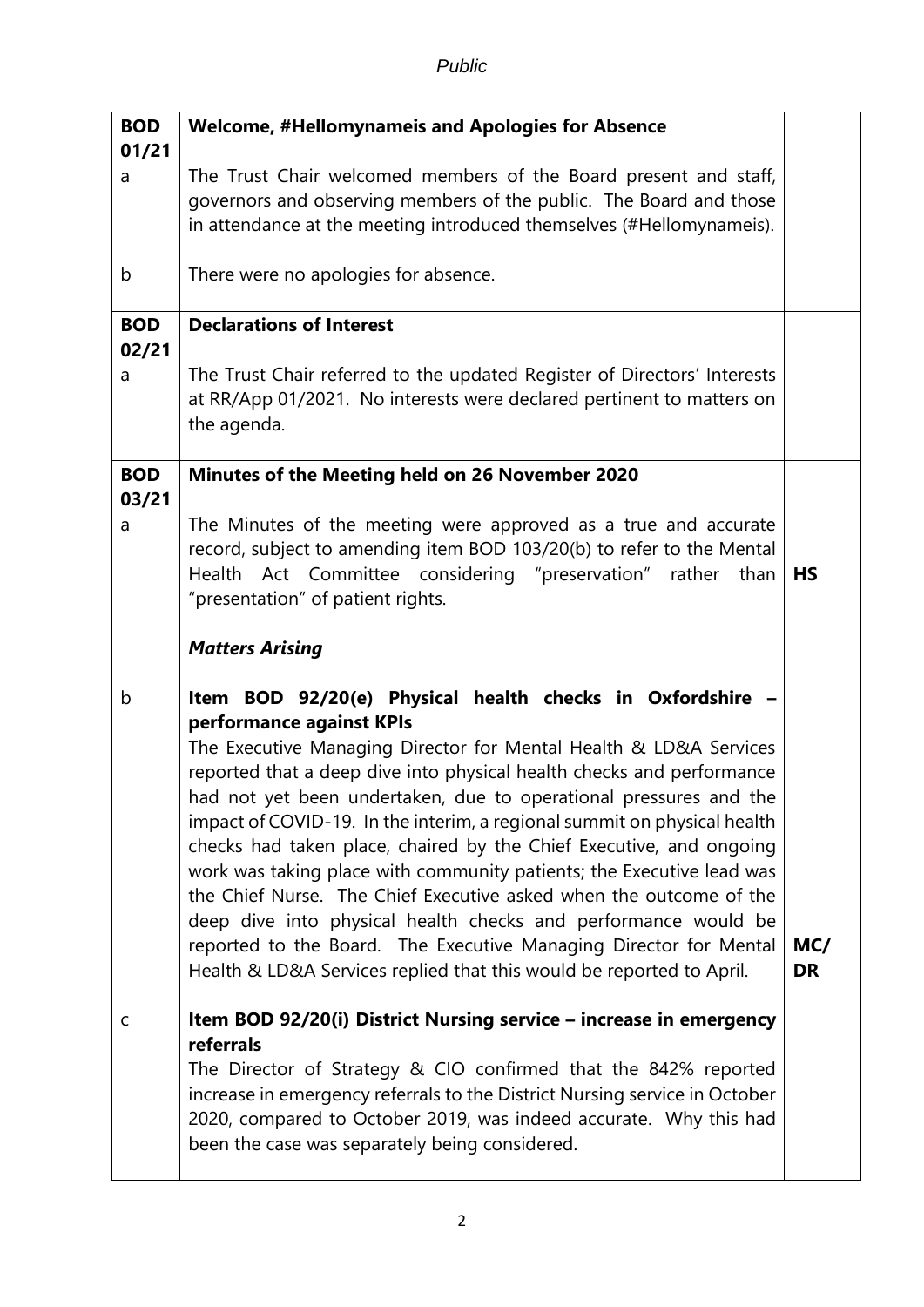| | | |
|---|---|---|
| **BOD 01/21** | **Welcome, #Hellomynameis and Apologies for Absence** | |
| a | The Trust Chair welcomed members of the Board present and staff, governors and observing members of the public. The Board and those in attendance at the meeting introduced themselves (#Hellomynameis). | |
| b | There were no apologies for absence. | |
| **BOD 02/21** | **Declarations of Interest** | |
| a | The Trust Chair referred to the updated Register of Directors' Interests at RR/App 01/2021. No interests were declared pertinent to matters on the agenda. | |
| **BOD 03/21** | **Minutes of the Meeting held on 26 November 2020** | |
| a | The Minutes of the meeting were approved as a true and accurate record, subject to amending item BOD 103/20(b) to refer to the Mental Health Act Committee considering "preservation" rather than "presentation" of patient rights. | **HS** |
| | ***Matters Arising*** | |
| b | **Item BOD 92/20(e) Physical health checks in Oxfordshire – performance against KPIs**<br>The Executive Managing Director for Mental Health & LD&A Services reported that a deep dive into physical health checks and performance had not yet been undertaken, due to operational pressures and the impact of COVID-19. In the interim, a regional summit on physical health checks had taken place, chaired by the Chief Executive, and ongoing work was taking place with community patients; the Executive lead was the Chief Nurse. The Chief Executive asked when the outcome of the deep dive into physical health checks and performance would be reported to the Board. The Executive Managing Director for Mental Health & LD&A Services replied that this would be reported to April. | **MC/ DR** |
| c | **Item BOD 92/20(i) District Nursing service – increase in emergency referrals**<br>The Director of Strategy & CIO confirmed that the 842% reported increase in emergency referrals to the District Nursing service in October 2020, compared to October 2019, was indeed accurate. Why this had been the case was separately being considered. | |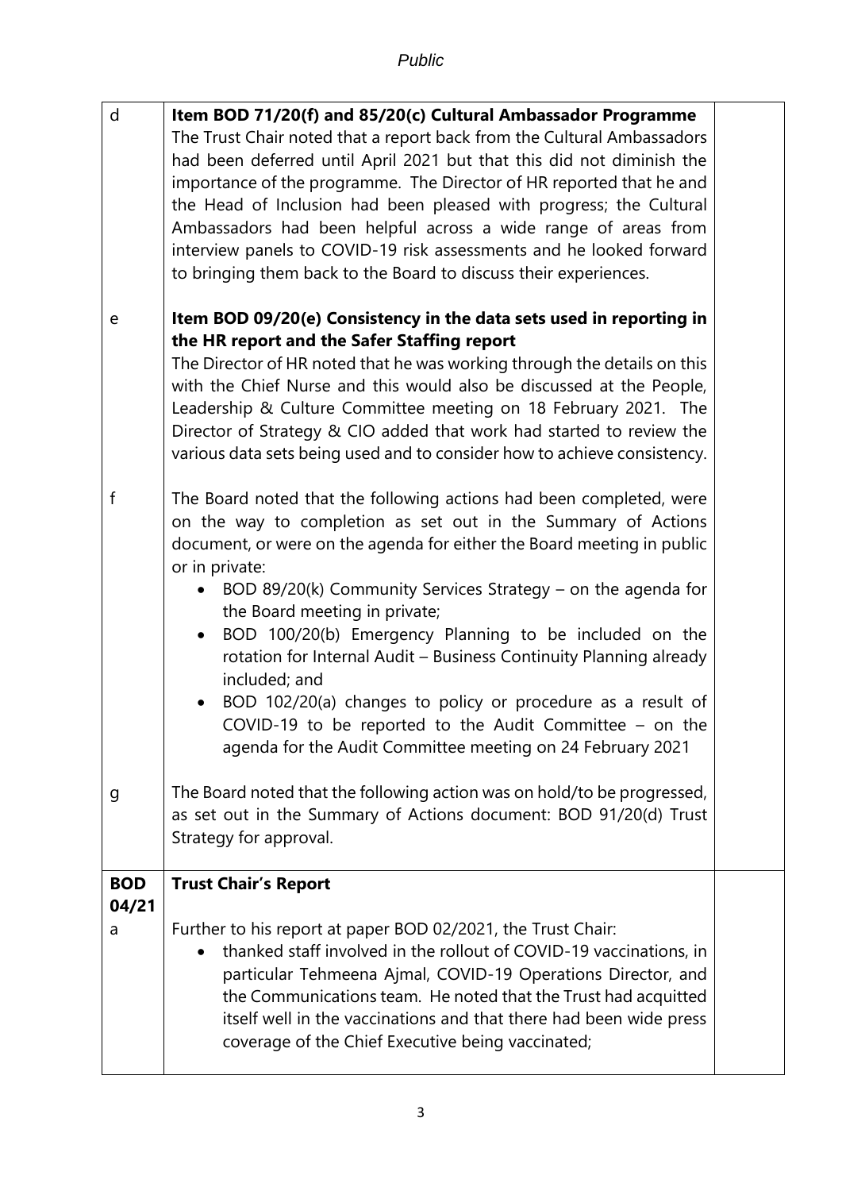| | | |
|---|---|---|
| d | **Item BOD 71/20(f) and 85/20(c) Cultural Ambassador Programme**<br>The Trust Chair noted that a report back from the Cultural Ambassadors had been deferred until April 2021 but that this did not diminish the importance of the programme. The Director of HR reported that he and the Head of Inclusion had been pleased with progress; the Cultural Ambassadors had been helpful across a wide range of areas from interview panels to COVID-19 risk assessments and he looked forward to bringing them back to the Board to discuss their experiences. | |
| e | **Item BOD 09/20(e) Consistency in the data sets used in reporting in the HR report and the Safer Staffing report**<br>The Director of HR noted that he was working through the details on this with the Chief Nurse and this would also be discussed at the People, Leadership & Culture Committee meeting on 18 February 2021. The Director of Strategy & CIO added that work had started to review the various data sets being used and to consider how to achieve consistency. | |
| f | The Board noted that the following actions had been completed, were on the way to completion as set out in the Summary of Actions document, or were on the agenda for either the Board meeting in public or in private:<br>• BOD 89/20(k) Community Services Strategy – on the agenda for the Board meeting in private;<br>• BOD 100/20(b) Emergency Planning to be included on the rotation for Internal Audit – Business Continuity Planning already included; and<br>• BOD 102/20(a) changes to policy or procedure as a result of COVID-19 to be reported to the Audit Committee – on the agenda for the Audit Committee meeting on 24 February 2021 | |
| g | The Board noted that the following action was on hold/to be progressed, as set out in the Summary of Actions document: BOD 91/20(d) Trust Strategy for approval. | |
| **BOD 04/21** | **Trust Chair's Report** | |
| a | Further to his report at paper BOD 02/2021, the Trust Chair:<br>• thanked staff involved in the rollout of COVID-19 vaccinations, in particular Tehmeena Ajmal, COVID-19 Operations Director, and the Communications team. He noted that the Trust had acquitted itself well in the vaccinations and that there had been wide press coverage of the Chief Executive being vaccinated; | |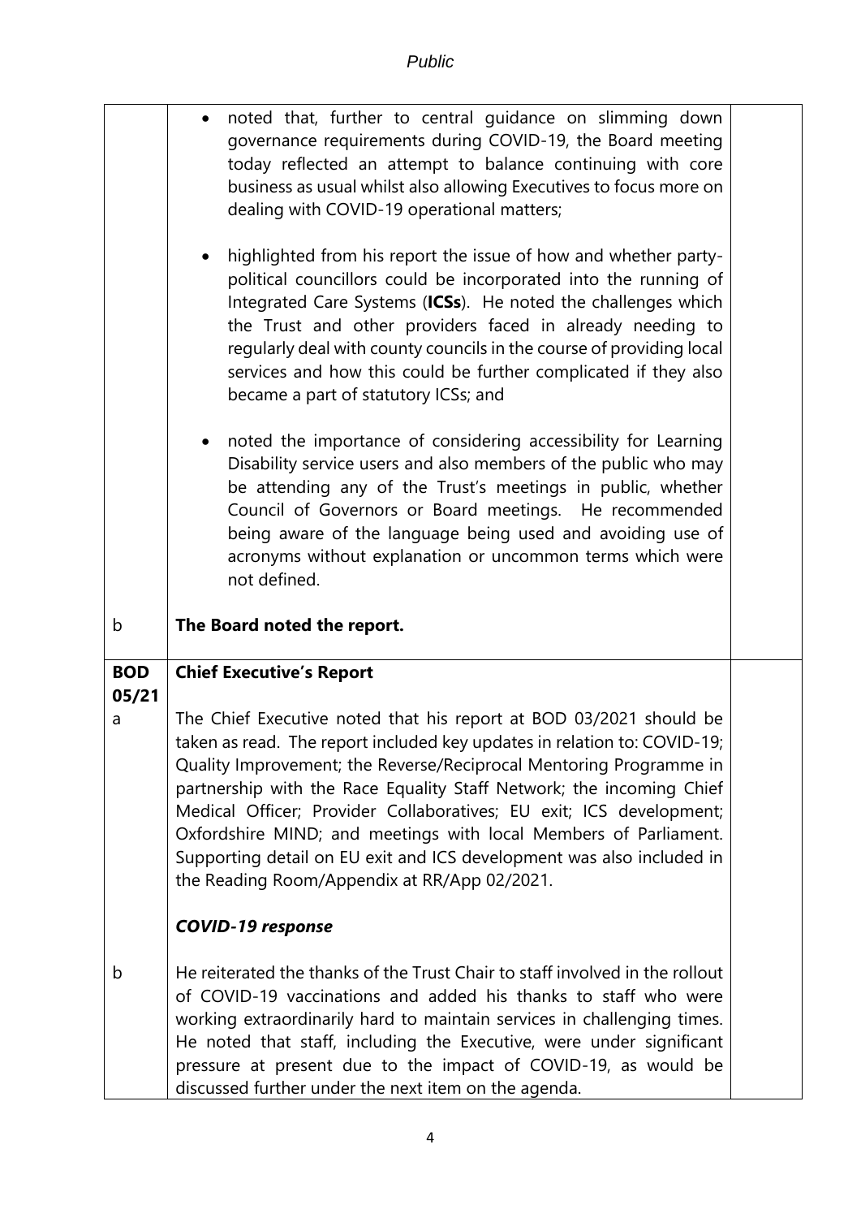*Public*

| | | |
|---|---|---|
| | • noted that, further to central guidance on slimming down governance requirements during COVID-19, the Board meeting today reflected an attempt to balance continuing with core business as usual whilst also allowing Executives to focus more on dealing with COVID-19 operational matters;<br><br>• highlighted from his report the issue of how and whether party-political councillors could be incorporated into the running of Integrated Care Systems (**ICSs**). He noted the challenges which the Trust and other providers faced in already needing to regularly deal with county councils in the course of providing local services and how this could be further complicated if they also became a part of statutory ICSs; and<br><br>• noted the importance of considering accessibility for Learning Disability service users and also members of the public who may be attending any of the Trust's meetings in public, whether Council of Governors or Board meetings. He recommended being aware of the language being used and avoiding use of acronyms without explanation or uncommon terms which were not defined. | |
| b | **The Board noted the report.** | |
| **BOD 05/21** | **Chief Executive's Report** | |
| a | The Chief Executive noted that his report at BOD 03/2021 should be taken as read. The report included key updates in relation to: COVID-19; Quality Improvement; the Reverse/Reciprocal Mentoring Programme in partnership with the Race Equality Staff Network; the incoming Chief Medical Officer; Provider Collaboratives; EU exit; ICS development; Oxfordshire MIND; and meetings with local Members of Parliament. Supporting detail on EU exit and ICS development was also included in the Reading Room/Appendix at RR/App 02/2021.<br><br>***COVID-19 response*** | |
| b | He reiterated the thanks of the Trust Chair to staff involved in the rollout of COVID-19 vaccinations and added his thanks to staff who were working extraordinarily hard to maintain services in challenging times. He noted that staff, including the Executive, were under significant pressure at present due to the impact of COVID-19, as would be discussed further under the next item on the agenda. | |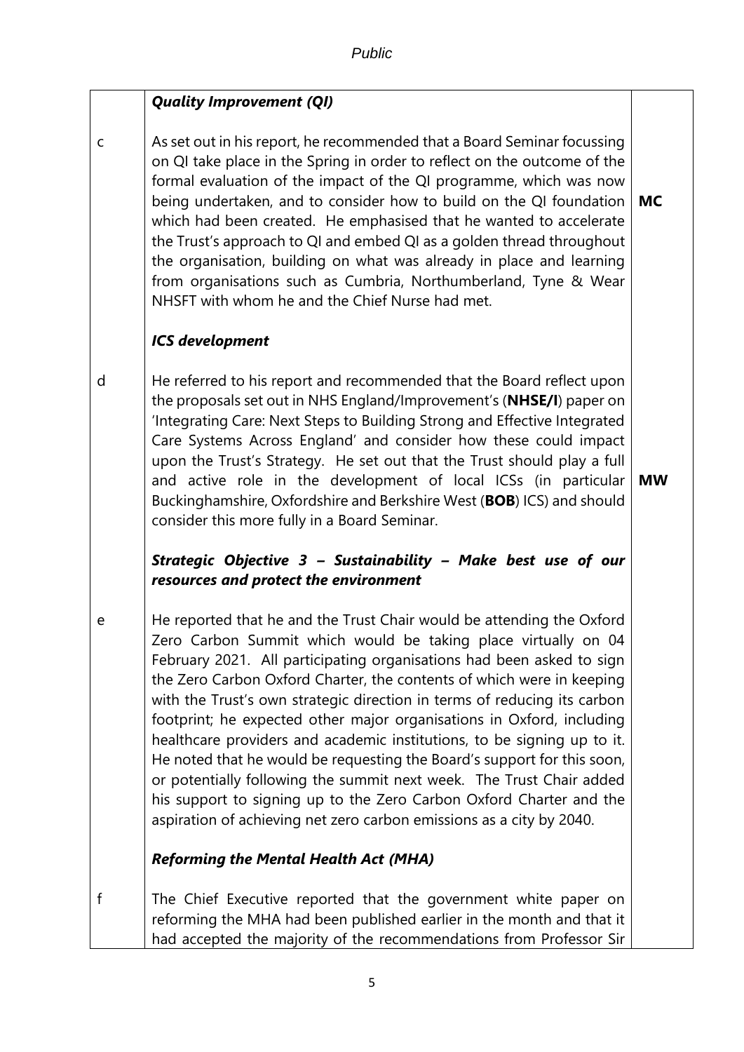| | | |
|---|---|---|
| | ***Quality Improvement (QI)*** | |
| c | As set out in his report, he recommended that a Board Seminar focussing on QI take place in the Spring in order to reflect on the outcome of the formal evaluation of the impact of the QI programme, which was now being undertaken, and to consider how to build on the QI foundation which had been created. He emphasised that he wanted to accelerate the Trust's approach to QI and embed QI as a golden thread throughout the organisation, building on what was already in place and learning from organisations such as Cumbria, Northumberland, Tyne & Wear NHSFT with whom he and the Chief Nurse had met. | **MC** |
| | ***ICS development*** | |
| d | He referred to his report and recommended that the Board reflect upon the proposals set out in NHS England/Improvement's (**NHSE/I**) paper on 'Integrating Care: Next Steps to Building Strong and Effective Integrated Care Systems Across England' and consider how these could impact upon the Trust's Strategy. He set out that the Trust should play a full and active role in the development of local ICSs (in particular Buckinghamshire, Oxfordshire and Berkshire West (**BOB**) ICS) and should consider this more fully in a Board Seminar. | **MW** |
| | ***Strategic Objective 3 – Sustainability – Make best use of our resources and protect the environment*** | |
| e | He reported that he and the Trust Chair would be attending the Oxford Zero Carbon Summit which would be taking place virtually on 04 February 2021. All participating organisations had been asked to sign the Zero Carbon Oxford Charter, the contents of which were in keeping with the Trust's own strategic direction in terms of reducing its carbon footprint; he expected other major organisations in Oxford, including healthcare providers and academic institutions, to be signing up to it. He noted that he would be requesting the Board's support for this soon, or potentially following the summit next week. The Trust Chair added his support to signing up to the Zero Carbon Oxford Charter and the aspiration of achieving net zero carbon emissions as a city by 2040. | |
| | ***Reforming the Mental Health Act (MHA)*** | |
| f | The Chief Executive reported that the government white paper on reforming the MHA had been published earlier in the month and that it had accepted the majority of the recommendations from Professor Sir | |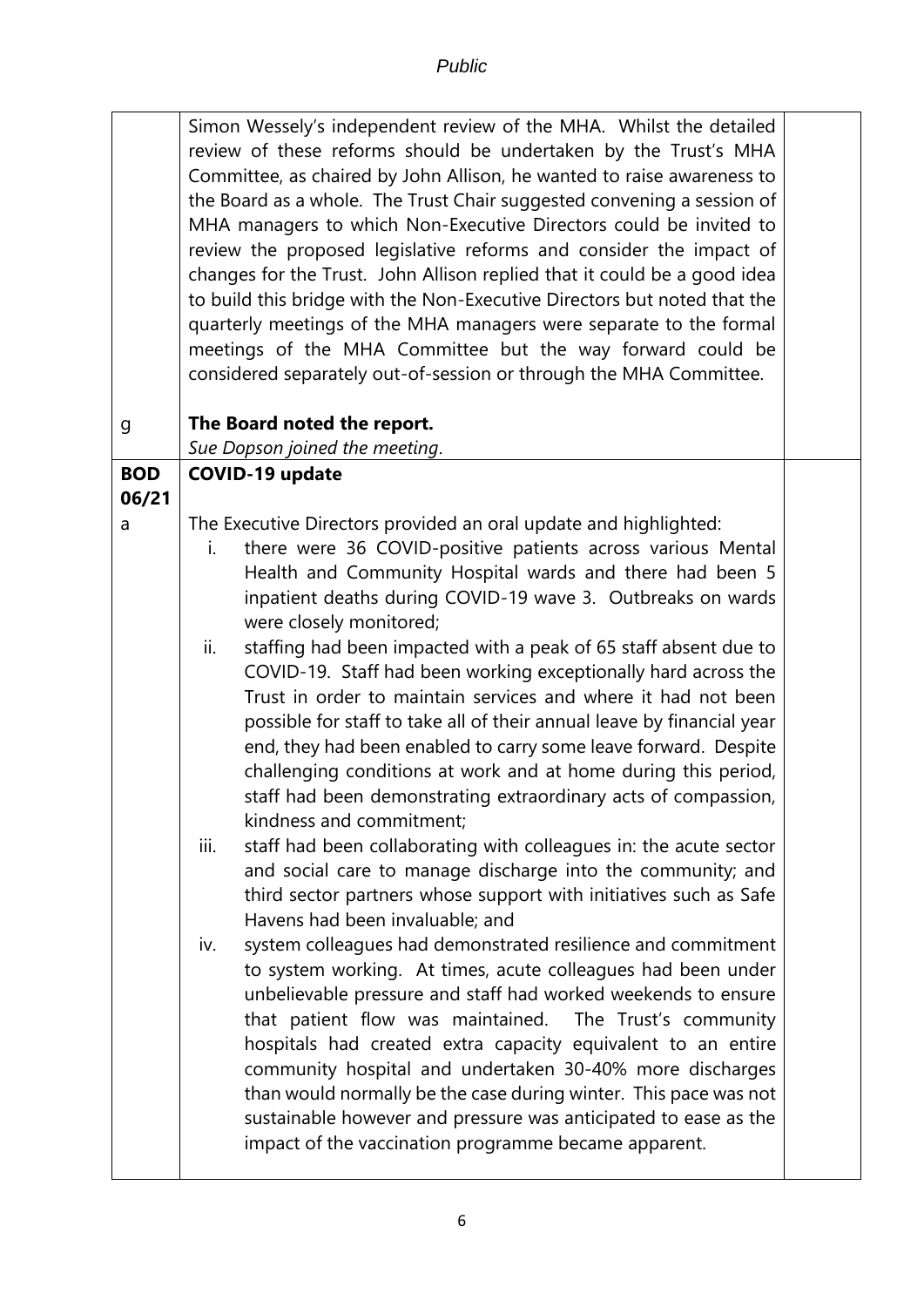| | | |
|---|---|---|
| | Simon Wessely's independent review of the MHA. Whilst the detailed review of these reforms should be undertaken by the Trust's MHA Committee, as chaired by John Allison, he wanted to raise awareness to the Board as a whole. The Trust Chair suggested convening a session of MHA managers to which Non-Executive Directors could be invited to review the proposed legislative reforms and consider the impact of changes for the Trust. John Allison replied that it could be a good idea to build this bridge with the Non-Executive Directors but noted that the quarterly meetings of the MHA managers were separate to the formal meetings of the MHA Committee but the way forward could be considered separately out-of-session or through the MHA Committee. | |
| g | **The Board noted the report.**<br>*Sue Dopson joined the meeting*. | |
| **BOD 06/21** | **COVID-19 update** | |
| a | The Executive Directors provided an oral update and highlighted:<br>i. there were 36 COVID-positive patients across various Mental Health and Community Hospital wards and there had been 5 inpatient deaths during COVID-19 wave 3. Outbreaks on wards were closely monitored;<br>ii. staffing had been impacted with a peak of 65 staff absent due to COVID-19. Staff had been working exceptionally hard across the Trust in order to maintain services and where it had not been possible for staff to take all of their annual leave by financial year end, they had been enabled to carry some leave forward. Despite challenging conditions at work and at home during this period, staff had been demonstrating extraordinary acts of compassion, kindness and commitment;<br>iii. staff had been collaborating with colleagues in: the acute sector and social care to manage discharge into the community; and third sector partners whose support with initiatives such as Safe Havens had been invaluable; and<br>iv. system colleagues had demonstrated resilience and commitment to system working. At times, acute colleagues had been under unbelievable pressure and staff had worked weekends to ensure that patient flow was maintained. The Trust's community hospitals had created extra capacity equivalent to an entire community hospital and undertaken 30-40% more discharges than would normally be the case during winter. This pace was not sustainable however and pressure was anticipated to ease as the impact of the vaccination programme became apparent. | |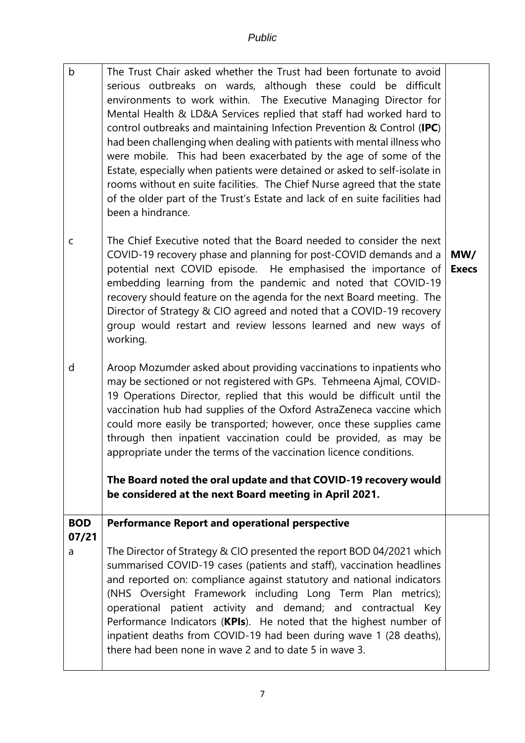| | | |
|---|---|---|
| b | The Trust Chair asked whether the Trust had been fortunate to avoid serious outbreaks on wards, although these could be difficult environments to work within. The Executive Managing Director for Mental Health & LD&A Services replied that staff had worked hard to control outbreaks and maintaining Infection Prevention & Control (**IPC**) had been challenging when dealing with patients with mental illness who were mobile. This had been exacerbated by the age of some of the Estate, especially when patients were detained or asked to self-isolate in rooms without en suite facilities. The Chief Nurse agreed that the state of the older part of the Trust's Estate and lack of en suite facilities had been a hindrance. | |
| c | The Chief Executive noted that the Board needed to consider the next COVID-19 recovery phase and planning for post-COVID demands and a potential next COVID episode. He emphasised the importance of embedding learning from the pandemic and noted that COVID-19 recovery should feature on the agenda for the next Board meeting. The Director of Strategy & CIO agreed and noted that a COVID-19 recovery group would restart and review lessons learned and new ways of working. | **MW/ Execs** |
| d | Aroop Mozumder asked about providing vaccinations to inpatients who may be sectioned or not registered with GPs. Tehmeena Ajmal, COVID-19 Operations Director, replied that this would be difficult until the vaccination hub had supplies of the Oxford AstraZeneca vaccine which could more easily be transported; however, once these supplies came through then inpatient vaccination could be provided, as may be appropriate under the terms of the vaccination licence conditions.<br><br>**The Board noted the oral update and that COVID-19 recovery would be considered at the next Board meeting in April 2021.** | |
| **BOD 07/21** | **Performance Report and operational perspective** | |
| a | The Director of Strategy & CIO presented the report BOD 04/2021 which summarised COVID-19 cases (patients and staff), vaccination headlines and reported on: compliance against statutory and national indicators (NHS Oversight Framework including Long Term Plan metrics); operational patient activity and demand; and contractual Key Performance Indicators (**KPIs**). He noted that the highest number of inpatient deaths from COVID-19 had been during wave 1 (28 deaths), there had been none in wave 2 and to date 5 in wave 3. | |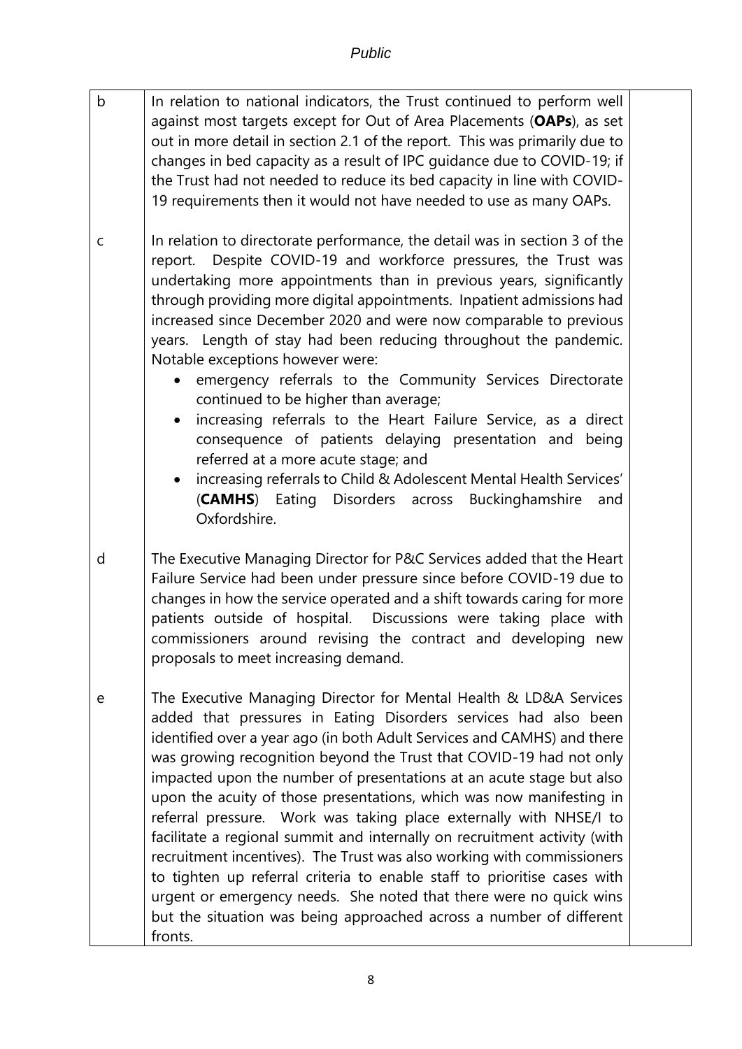| | | |
|---|---|---|
| b | In relation to national indicators, the Trust continued to perform well against most targets except for Out of Area Placements (**OAPs**), as set out in more detail in section 2.1 of the report. This was primarily due to changes in bed capacity as a result of IPC guidance due to COVID-19; if the Trust had not needed to reduce its bed capacity in line with COVID-19 requirements then it would not have needed to use as many OAPs. | |
| c | In relation to directorate performance, the detail was in section 3 of the report. Despite COVID-19 and workforce pressures, the Trust was undertaking more appointments than in previous years, significantly through providing more digital appointments. Inpatient admissions had increased since December 2020 and were now comparable to previous years. Length of stay had been reducing throughout the pandemic. Notable exceptions however were:<br>• emergency referrals to the Community Services Directorate continued to be higher than average;<br>• increasing referrals to the Heart Failure Service, as a direct consequence of patients delaying presentation and being referred at a more acute stage; and<br>• increasing referrals to Child & Adolescent Mental Health Services' (**CAMHS**) Eating Disorders across Buckinghamshire and Oxfordshire. | |
| d | The Executive Managing Director for P&C Services added that the Heart Failure Service had been under pressure since before COVID-19 due to changes in how the service operated and a shift towards caring for more patients outside of hospital. Discussions were taking place with commissioners around revising the contract and developing new proposals to meet increasing demand. | |
| e | The Executive Managing Director for Mental Health & LD&A Services added that pressures in Eating Disorders services had also been identified over a year ago (in both Adult Services and CAMHS) and there was growing recognition beyond the Trust that COVID-19 had not only impacted upon the number of presentations at an acute stage but also upon the acuity of those presentations, which was now manifesting in referral pressure. Work was taking place externally with NHSE/I to facilitate a regional summit and internally on recruitment activity (with recruitment incentives). The Trust was also working with commissioners to tighten up referral criteria to enable staff to prioritise cases with urgent or emergency needs. She noted that there were no quick wins but the situation was being approached across a number of different fronts. | |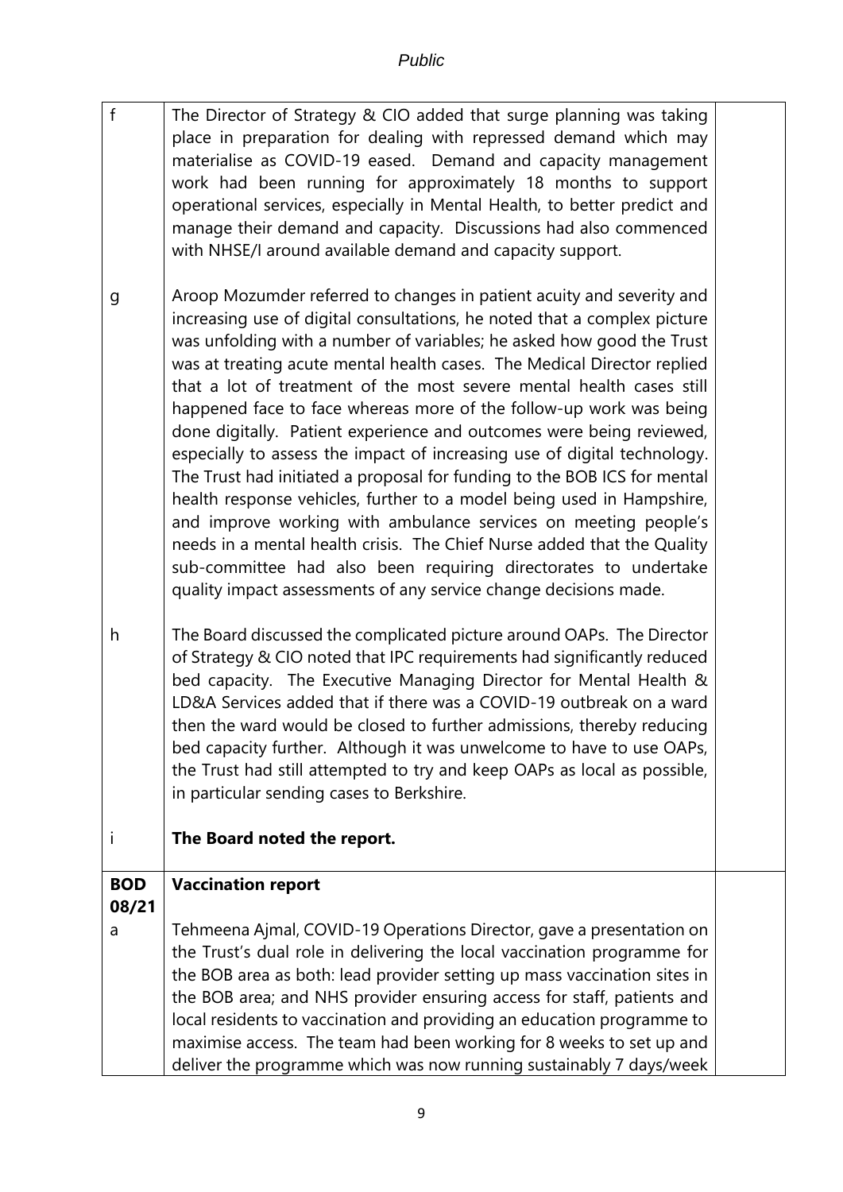| | | |
|---|---|---|
| f | The Director of Strategy & CIO added that surge planning was taking place in preparation for dealing with repressed demand which may materialise as COVID-19 eased. Demand and capacity management work had been running for approximately 18 months to support operational services, especially in Mental Health, to better predict and manage their demand and capacity. Discussions had also commenced with NHSE/I around available demand and capacity support. | |
| g | Aroop Mozumder referred to changes in patient acuity and severity and increasing use of digital consultations, he noted that a complex picture was unfolding with a number of variables; he asked how good the Trust was at treating acute mental health cases. The Medical Director replied that a lot of treatment of the most severe mental health cases still happened face to face whereas more of the follow-up work was being done digitally. Patient experience and outcomes were being reviewed, especially to assess the impact of increasing use of digital technology. The Trust had initiated a proposal for funding to the BOB ICS for mental health response vehicles, further to a model being used in Hampshire, and improve working with ambulance services on meeting people's needs in a mental health crisis. The Chief Nurse added that the Quality sub-committee had also been requiring directorates to undertake quality impact assessments of any service change decisions made. | |
| h | The Board discussed the complicated picture around OAPs. The Director of Strategy & CIO noted that IPC requirements had significantly reduced bed capacity. The Executive Managing Director for Mental Health & LD&A Services added that if there was a COVID-19 outbreak on a ward then the ward would be closed to further admissions, thereby reducing bed capacity further. Although it was unwelcome to have to use OAPs, the Trust had still attempted to try and keep OAPs as local as possible, in particular sending cases to Berkshire. | |
| i | **The Board noted the report.** | |
| **BOD 08/21** | **Vaccination report** | |
| a | Tehmeena Ajmal, COVID-19 Operations Director, gave a presentation on the Trust's dual role in delivering the local vaccination programme for the BOB area as both: lead provider setting up mass vaccination sites in the BOB area; and NHS provider ensuring access for staff, patients and local residents to vaccination and providing an education programme to maximise access. The team had been working for 8 weeks to set up and deliver the programme which was now running sustainably 7 days/week | |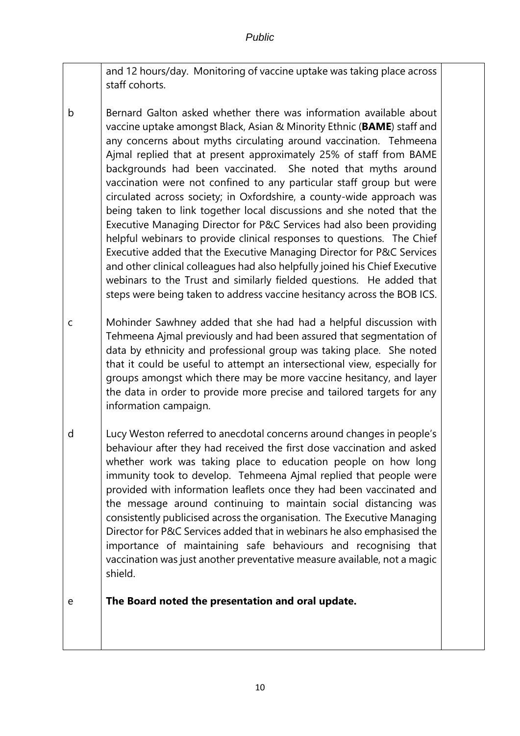| | | |
|---|---|---|
| | and 12 hours/day. Monitoring of vaccine uptake was taking place across staff cohorts. | |
| b | Bernard Galton asked whether there was information available about vaccine uptake amongst Black, Asian & Minority Ethnic (**BAME**) staff and any concerns about myths circulating around vaccination. Tehmeena Ajmal replied that at present approximately 25% of staff from BAME backgrounds had been vaccinated. She noted that myths around vaccination were not confined to any particular staff group but were circulated across society; in Oxfordshire, a county-wide approach was being taken to link together local discussions and she noted that the Executive Managing Director for P&C Services had also been providing helpful webinars to provide clinical responses to questions. The Chief Executive added that the Executive Managing Director for P&C Services and other clinical colleagues had also helpfully joined his Chief Executive webinars to the Trust and similarly fielded questions. He added that steps were being taken to address vaccine hesitancy across the BOB ICS. | |
| c | Mohinder Sawhney added that she had had a helpful discussion with Tehmeena Ajmal previously and had been assured that segmentation of data by ethnicity and professional group was taking place. She noted that it could be useful to attempt an intersectional view, especially for groups amongst which there may be more vaccine hesitancy, and layer the data in order to provide more precise and tailored targets for any information campaign. | |
| d | Lucy Weston referred to anecdotal concerns around changes in people's behaviour after they had received the first dose vaccination and asked whether work was taking place to education people on how long immunity took to develop. Tehmeena Ajmal replied that people were provided with information leaflets once they had been vaccinated and the message around continuing to maintain social distancing was consistently publicised across the organisation. The Executive Managing Director for P&C Services added that in webinars he also emphasised the importance of maintaining safe behaviours and recognising that vaccination was just another preventative measure available, not a magic shield. | |
| e | **The Board noted the presentation and oral update.** | |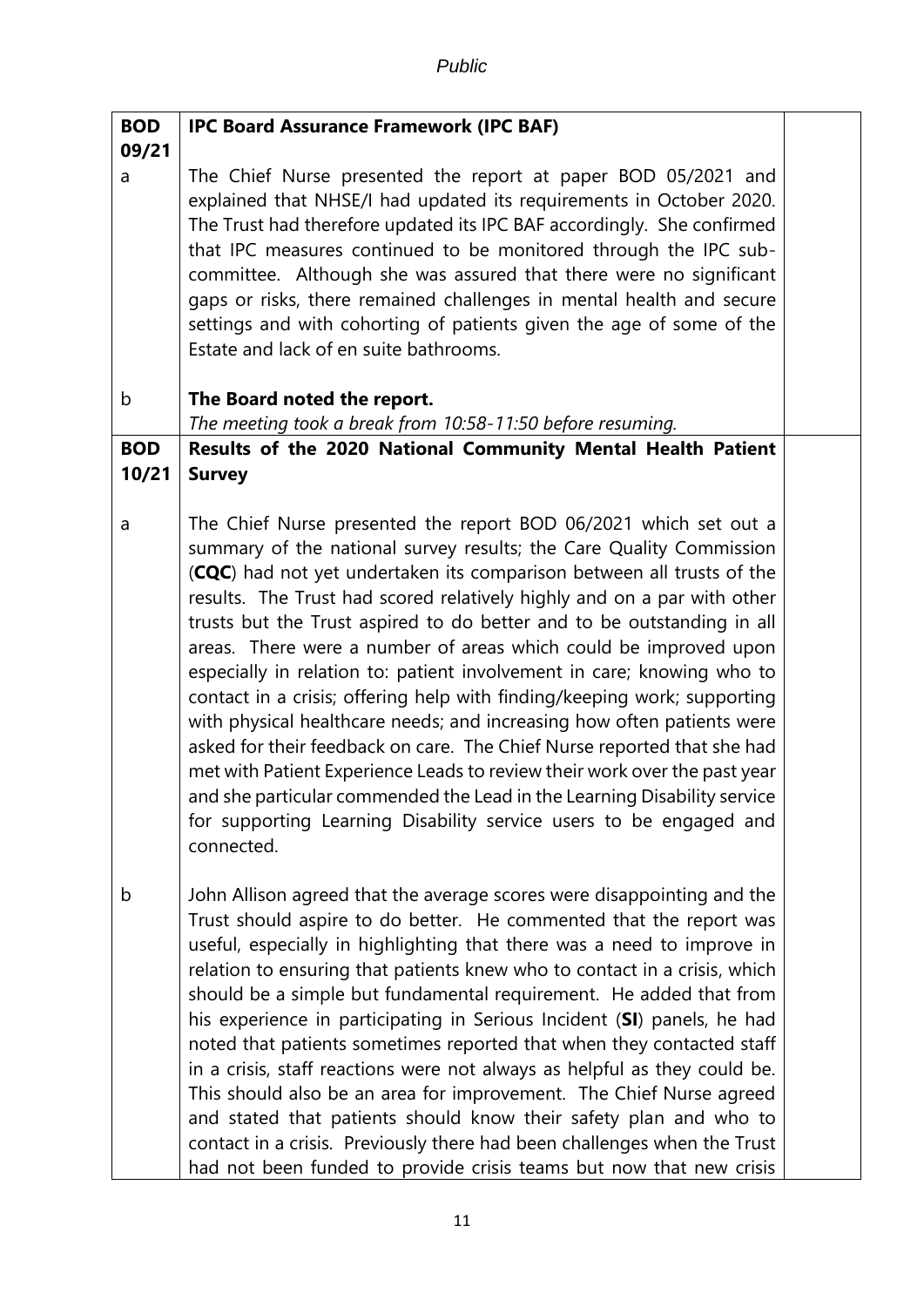| | | |
|---|---|---|
| **BOD 09/21** | **IPC Board Assurance Framework (IPC BAF)** | |
| a | The Chief Nurse presented the report at paper BOD 05/2021 and explained that NHSE/I had updated its requirements in October 2020. The Trust had therefore updated its IPC BAF accordingly. She confirmed that IPC measures continued to be monitored through the IPC sub-committee. Although she was assured that there were no significant gaps or risks, there remained challenges in mental health and secure settings and with cohorting of patients given the age of some of the Estate and lack of en suite bathrooms. | |
| b | **The Board noted the report.**<br>*The meeting took a break from 10:58-11:50 before resuming.* | |
| **BOD 10/21** | **Results of the 2020 National Community Mental Health Patient Survey** | |
| a | The Chief Nurse presented the report BOD 06/2021 which set out a summary of the national survey results; the Care Quality Commission (**CQC**) had not yet undertaken its comparison between all trusts of the results. The Trust had scored relatively highly and on a par with other trusts but the Trust aspired to do better and to be outstanding in all areas. There were a number of areas which could be improved upon especially in relation to: patient involvement in care; knowing who to contact in a crisis; offering help with finding/keeping work; supporting with physical healthcare needs; and increasing how often patients were asked for their feedback on care. The Chief Nurse reported that she had met with Patient Experience Leads to review their work over the past year and she particular commended the Lead in the Learning Disability service for supporting Learning Disability service users to be engaged and connected. | |
| b | John Allison agreed that the average scores were disappointing and the Trust should aspire to do better. He commented that the report was useful, especially in highlighting that there was a need to improve in relation to ensuring that patients knew who to contact in a crisis, which should be a simple but fundamental requirement. He added that from his experience in participating in Serious Incident (**SI**) panels, he had noted that patients sometimes reported that when they contacted staff in a crisis, staff reactions were not always as helpful as they could be. This should also be an area for improvement. The Chief Nurse agreed and stated that patients should know their safety plan and who to contact in a crisis. Previously there had been challenges when the Trust had not been funded to provide crisis teams but now that new crisis | |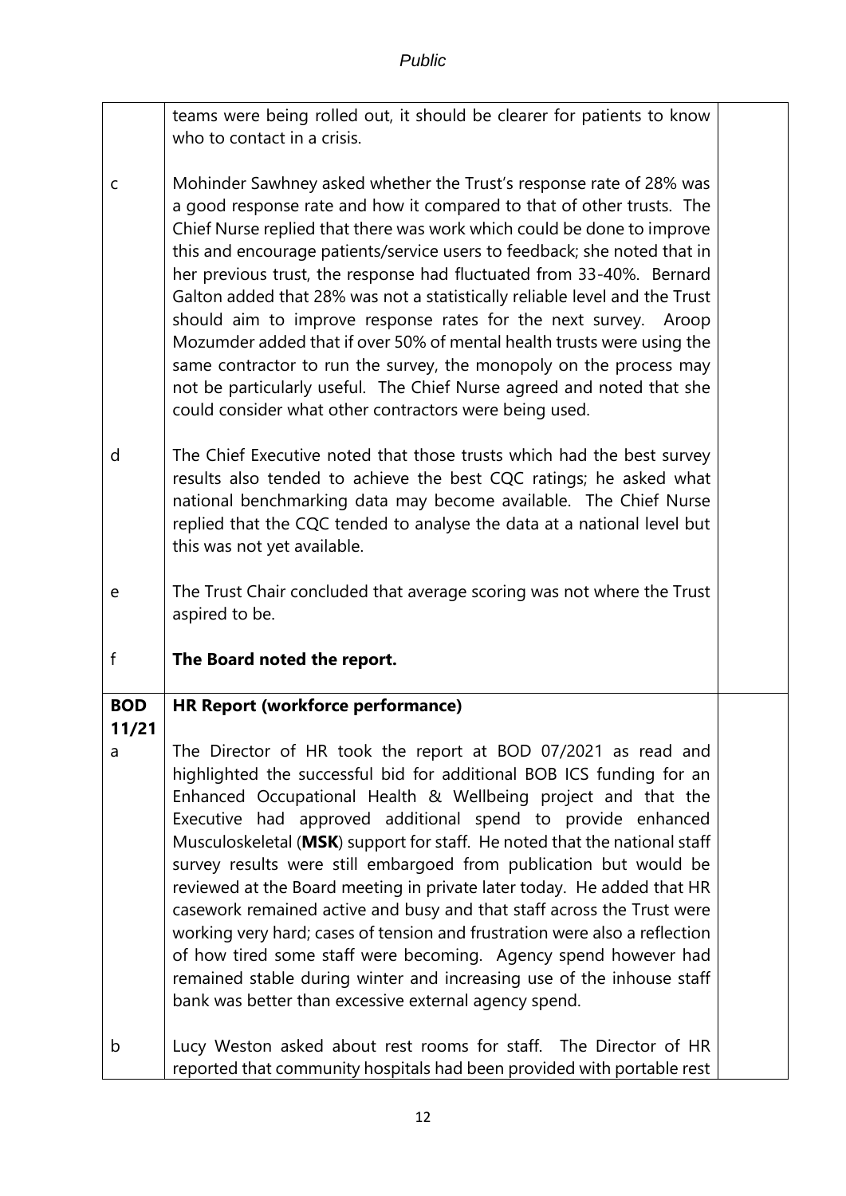| | | |
|---|---|---|
| | teams were being rolled out, it should be clearer for patients to know who to contact in a crisis. | |
| c | Mohinder Sawhney asked whether the Trust's response rate of 28% was a good response rate and how it compared to that of other trusts. The Chief Nurse replied that there was work which could be done to improve this and encourage patients/service users to feedback; she noted that in her previous trust, the response had fluctuated from 33-40%. Bernard Galton added that 28% was not a statistically reliable level and the Trust should aim to improve response rates for the next survey. Aroop Mozumder added that if over 50% of mental health trusts were using the same contractor to run the survey, the monopoly on the process may not be particularly useful. The Chief Nurse agreed and noted that she could consider what other contractors were being used. | |
| d | The Chief Executive noted that those trusts which had the best survey results also tended to achieve the best CQC ratings; he asked what national benchmarking data may become available. The Chief Nurse replied that the CQC tended to analyse the data at a national level but this was not yet available. | |
| e | The Trust Chair concluded that average scoring was not where the Trust aspired to be. | |
| f | **The Board noted the report.** | |
| **BOD 11/21** | **HR Report (workforce performance)** | |
| a | The Director of HR took the report at BOD 07/2021 as read and highlighted the successful bid for additional BOB ICS funding for an Enhanced Occupational Health & Wellbeing project and that the Executive had approved additional spend to provide enhanced Musculoskeletal (**MSK**) support for staff. He noted that the national staff survey results were still embargoed from publication but would be reviewed at the Board meeting in private later today. He added that HR casework remained active and busy and that staff across the Trust were working very hard; cases of tension and frustration were also a reflection of how tired some staff were becoming. Agency spend however had remained stable during winter and increasing use of the inhouse staff bank was better than excessive external agency spend. | |
| b | Lucy Weston asked about rest rooms for staff. The Director of HR reported that community hospitals had been provided with portable rest | |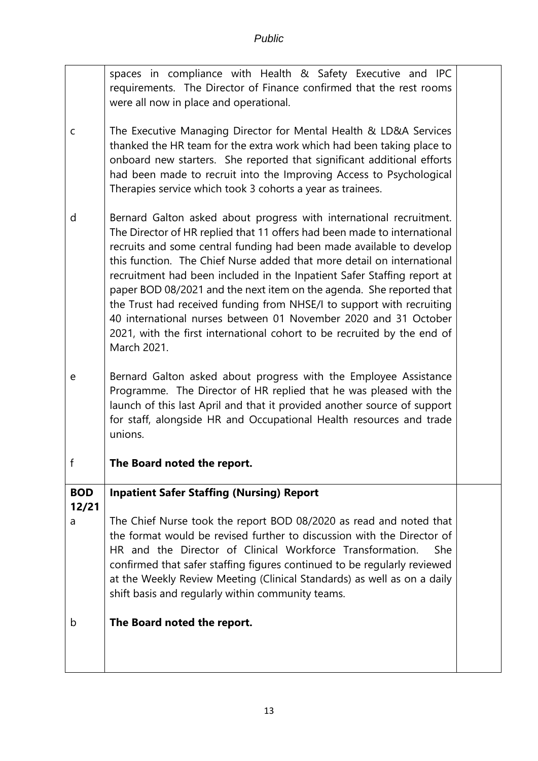| | | |
|---|---|---|
| | spaces in compliance with Health & Safety Executive and IPC requirements. The Director of Finance confirmed that the rest rooms were all now in place and operational. | |
| c | The Executive Managing Director for Mental Health & LD&A Services thanked the HR team for the extra work which had been taking place to onboard new starters. She reported that significant additional efforts had been made to recruit into the Improving Access to Psychological Therapies service which took 3 cohorts a year as trainees. | |
| d | Bernard Galton asked about progress with international recruitment. The Director of HR replied that 11 offers had been made to international recruits and some central funding had been made available to develop this function. The Chief Nurse added that more detail on international recruitment had been included in the Inpatient Safer Staffing report at paper BOD 08/2021 and the next item on the agenda. She reported that the Trust had received funding from NHSE/I to support with recruiting 40 international nurses between 01 November 2020 and 31 October 2021, with the first international cohort to be recruited by the end of March 2021. | |
| e | Bernard Galton asked about progress with the Employee Assistance Programme. The Director of HR replied that he was pleased with the launch of this last April and that it provided another source of support for staff, alongside HR and Occupational Health resources and trade unions. | |
| f | **The Board noted the report.** | |
| **BOD 12/21** | **Inpatient Safer Staffing (Nursing) Report** | |
| a | The Chief Nurse took the report BOD 08/2020 as read and noted that the format would be revised further to discussion with the Director of HR and the Director of Clinical Workforce Transformation. She confirmed that safer staffing figures continued to be regularly reviewed at the Weekly Review Meeting (Clinical Standards) as well as on a daily shift basis and regularly within community teams. | |
| b | **The Board noted the report.** | |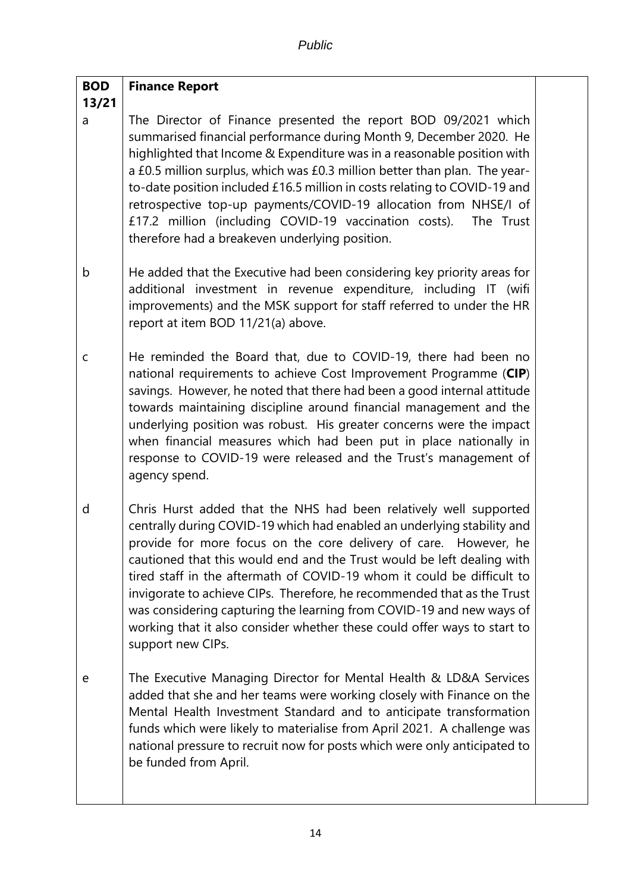| **BOD 13/21** | **Finance Report** | |
|---|---|---|
| a | The Director of Finance presented the report BOD 09/2021 which summarised financial performance during Month 9, December 2020. He highlighted that Income & Expenditure was in a reasonable position with a £0.5 million surplus, which was £0.3 million better than plan. The year-to-date position included £16.5 million in costs relating to COVID-19 and retrospective top-up payments/COVID-19 allocation from NHSE/I of £17.2 million (including COVID-19 vaccination costs). The Trust therefore had a breakeven underlying position. | |
| b | He added that the Executive had been considering key priority areas for additional investment in revenue expenditure, including IT (wifi improvements) and the MSK support for staff referred to under the HR report at item BOD 11/21(a) above. | |
| c | He reminded the Board that, due to COVID-19, there had been no national requirements to achieve Cost Improvement Programme (**CIP**) savings. However, he noted that there had been a good internal attitude towards maintaining discipline around financial management and the underlying position was robust. His greater concerns were the impact when financial measures which had been put in place nationally in response to COVID-19 were released and the Trust's management of agency spend. | |
| d | Chris Hurst added that the NHS had been relatively well supported centrally during COVID-19 which had enabled an underlying stability and provide for more focus on the core delivery of care. However, he cautioned that this would end and the Trust would be left dealing with tired staff in the aftermath of COVID-19 whom it could be difficult to invigorate to achieve CIPs. Therefore, he recommended that as the Trust was considering capturing the learning from COVID-19 and new ways of working that it also consider whether these could offer ways to start to support new CIPs. | |
| e | The Executive Managing Director for Mental Health & LD&A Services added that she and her teams were working closely with Finance on the Mental Health Investment Standard and to anticipate transformation funds which were likely to materialise from April 2021. A challenge was national pressure to recruit now for posts which were only anticipated to be funded from April. | |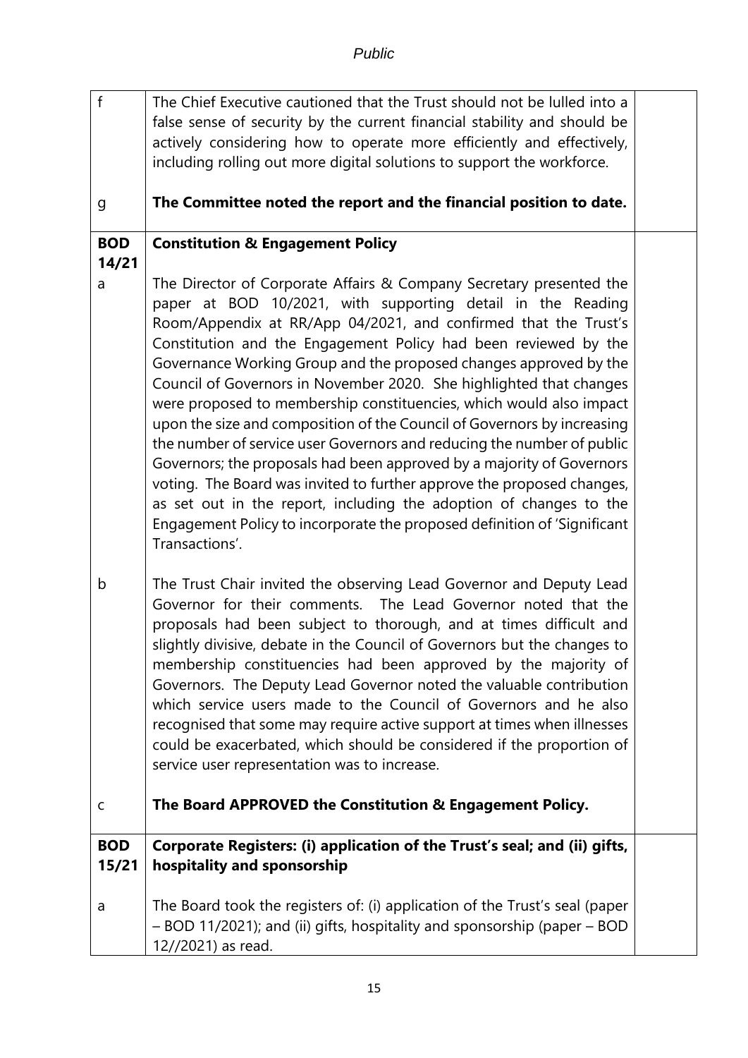| | | |
|---|---|---|
| f | The Chief Executive cautioned that the Trust should not be lulled into a false sense of security by the current financial stability and should be actively considering how to operate more efficiently and effectively, including rolling out more digital solutions to support the workforce. | |
| g | **The Committee noted the report and the financial position to date.** | |
| **BOD 14/21** | **Constitution & Engagement Policy** | |
| a | The Director of Corporate Affairs & Company Secretary presented the paper at BOD 10/2021, with supporting detail in the Reading Room/Appendix at RR/App 04/2021, and confirmed that the Trust's Constitution and the Engagement Policy had been reviewed by the Governance Working Group and the proposed changes approved by the Council of Governors in November 2020. She highlighted that changes were proposed to membership constituencies, which would also impact upon the size and composition of the Council of Governors by increasing the number of service user Governors and reducing the number of public Governors; the proposals had been approved by a majority of Governors voting. The Board was invited to further approve the proposed changes, as set out in the report, including the adoption of changes to the Engagement Policy to incorporate the proposed definition of 'Significant Transactions'. | |
| b | The Trust Chair invited the observing Lead Governor and Deputy Lead Governor for their comments. The Lead Governor noted that the proposals had been subject to thorough, and at times difficult and slightly divisive, debate in the Council of Governors but the changes to membership constituencies had been approved by the majority of Governors. The Deputy Lead Governor noted the valuable contribution which service users made to the Council of Governors and he also recognised that some may require active support at times when illnesses could be exacerbated, which should be considered if the proportion of service user representation was to increase. | |
| c | **The Board APPROVED the Constitution & Engagement Policy.** | |
| **BOD 15/21** | **Corporate Registers: (i) application of the Trust's seal; and (ii) gifts, hospitality and sponsorship** | |
| a | The Board took the registers of: (i) application of the Trust's seal (paper – BOD 11/2021); and (ii) gifts, hospitality and sponsorship (paper – BOD 12//2021) as read. | |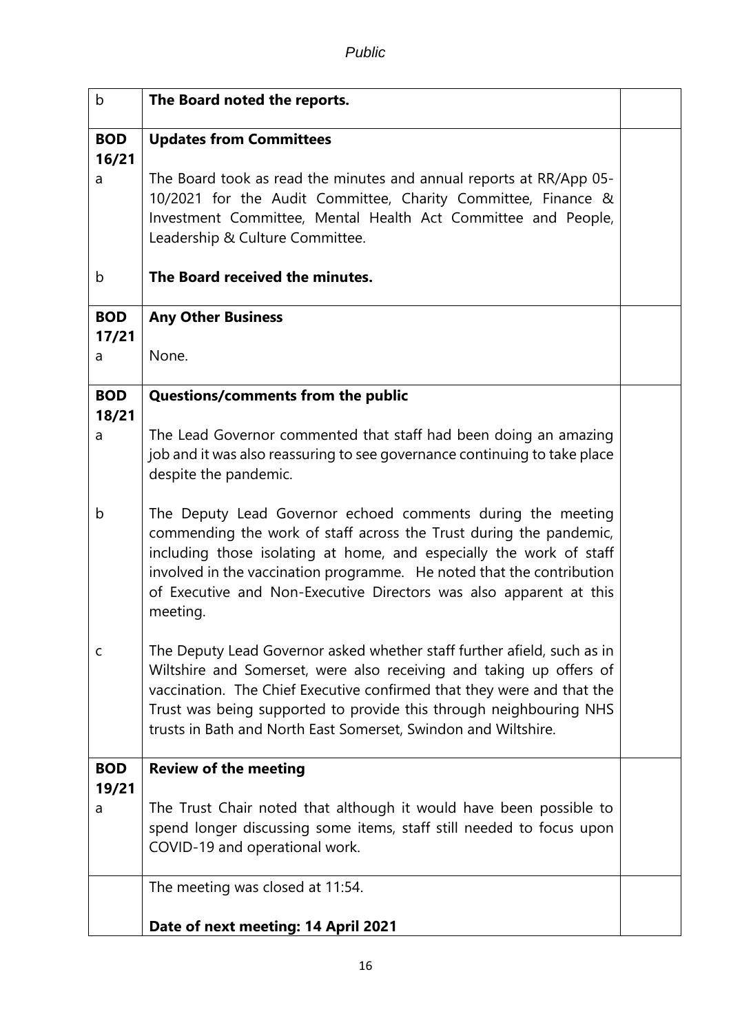| | | |
|---|---|---|
| b | **The Board noted the reports.** | |
| **BOD 16/21** | **Updates from Committees** | |
| a | The Board took as read the minutes and annual reports at RR/App 05-10/2021 for the Audit Committee, Charity Committee, Finance & Investment Committee, Mental Health Act Committee and People, Leadership & Culture Committee. | |
| b | **The Board received the minutes.** | |
| **BOD 17/21** | **Any Other Business** | |
| a | None. | |
| **BOD 18/21** | **Questions/comments from the public** | |
| a | The Lead Governor commented that staff had been doing an amazing job and it was also reassuring to see governance continuing to take place despite the pandemic. | |
| b | The Deputy Lead Governor echoed comments during the meeting commending the work of staff across the Trust during the pandemic, including those isolating at home, and especially the work of staff involved in the vaccination programme. He noted that the contribution of Executive and Non-Executive Directors was also apparent at this meeting. | |
| c | The Deputy Lead Governor asked whether staff further afield, such as in Wiltshire and Somerset, were also receiving and taking up offers of vaccination. The Chief Executive confirmed that they were and that the Trust was being supported to provide this through neighbouring NHS trusts in Bath and North East Somerset, Swindon and Wiltshire. | |
| **BOD 19/21** | **Review of the meeting** | |
| a | The Trust Chair noted that although it would have been possible to spend longer discussing some items, staff still needed to focus upon COVID-19 and operational work. | |
| | The meeting was closed at 11:54.<br><br>**Date of next meeting: 14 April 2021** | |